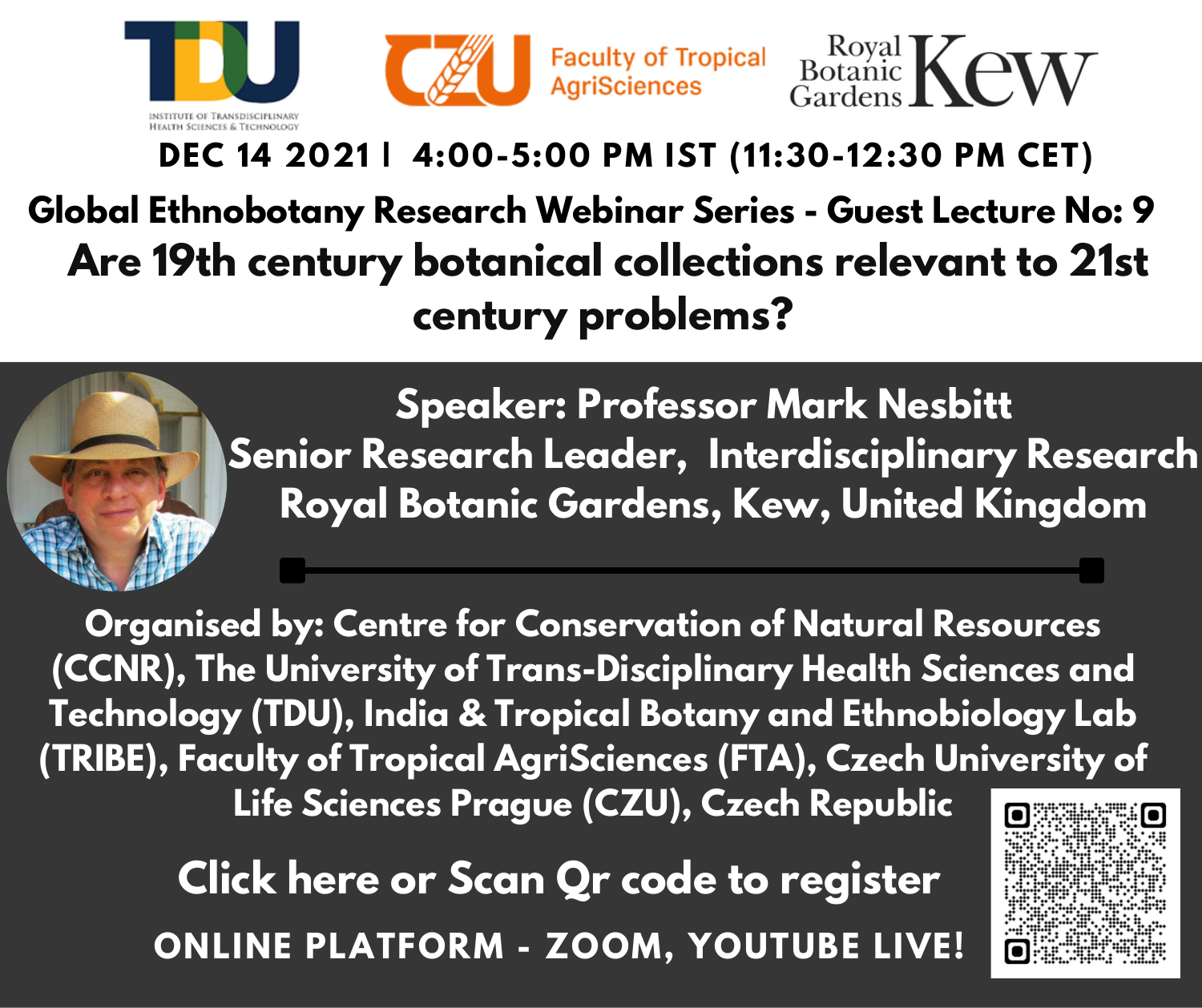TDU — INSTITUTE OF TRANSDISCIPLINARY HEALTH SCIENCES & TECHNOLOGY

CZU Faculty of Tropical AgriSciences

Royal Botanic Gardens Kew

**DEC 14 2021 | 4:00-5:00 PM IST (11:30-12:30 PM CET)**

**Global Ethnobotany Research Webinar Series - Guest Lecture No: 9**

# Are 19th century botanical collections relevant to 21st century problems?

**Speaker: Professor Mark Nesbitt**
**Senior Research Leader, Interdisciplinary Research**
**Royal Botanic Gardens, Kew, United Kingdom**

**Organised by: Centre for Conservation of Natural Resources (CCNR), The University of Trans-Disciplinary Health Sciences and Technology (TDU), India & Tropical Botany and Ethnobiology Lab (TRIBE), Faculty of Tropical AgriSciences (FTA), Czech University of Life Sciences Prague (CZU), Czech Republic**

**Click here or Scan Qr code to register**

**ONLINE PLATFORM - ZOOM, YOUTUBE LIVE!**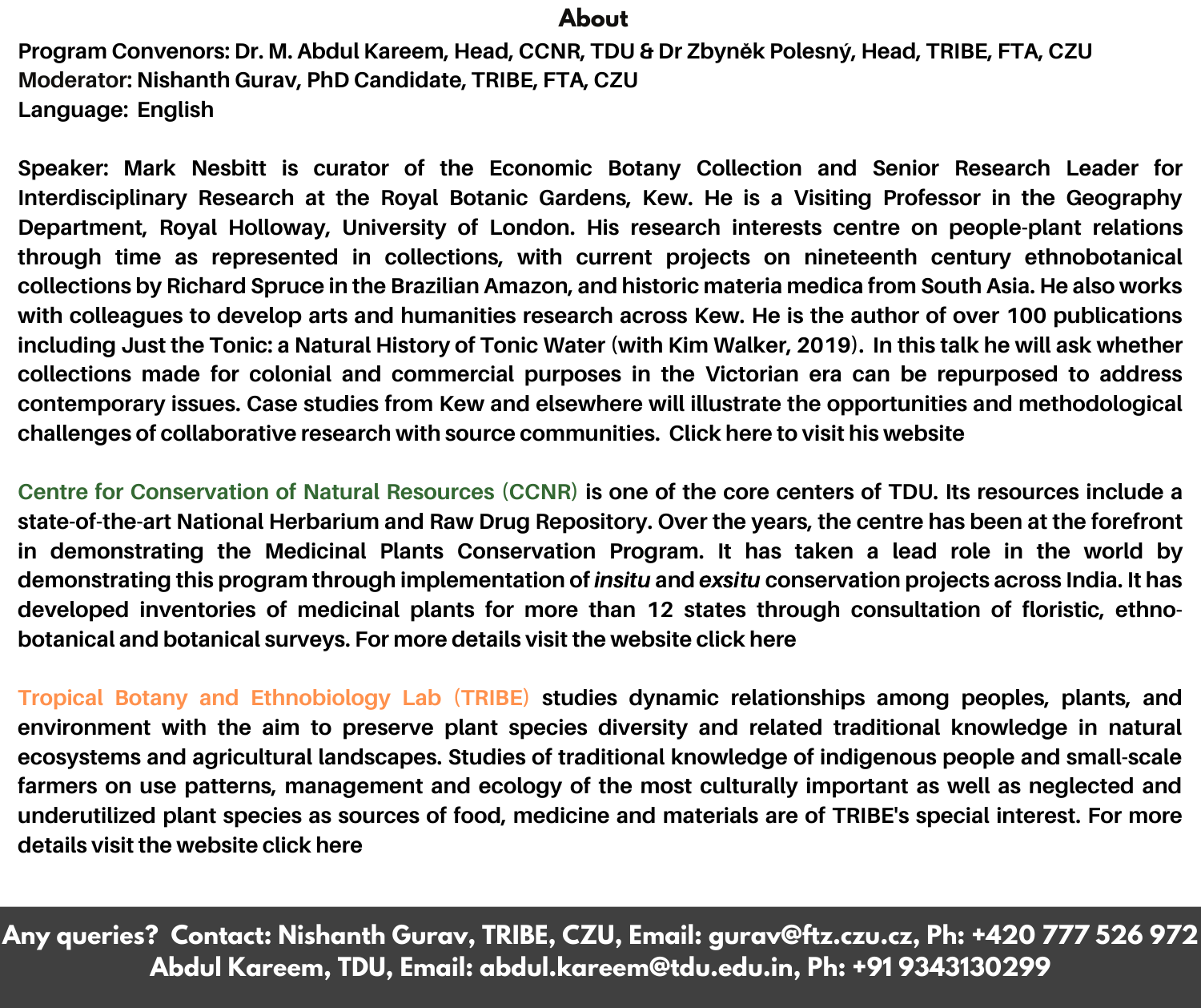## About

**Program Convenors: Dr. M. Abdul Kareem, Head, CCNR, TDU & Dr Zbyněk Polesný, Head, TRIBE, FTA, CZU**
**Moderator: Nishanth Gurav, PhD Candidate, TRIBE, FTA, CZU**
**Language: English**

**Speaker: Mark Nesbitt is curator of the Economic Botany Collection and Senior Research Leader for Interdisciplinary Research at the Royal Botanic Gardens, Kew. He is a Visiting Professor in the Geography Department, Royal Holloway, University of London. His research interests centre on people-plant relations through time as represented in collections, with current projects on nineteenth century ethnobotanical collections by Richard Spruce in the Brazilian Amazon, and historic materia medica from South Asia. He also works with colleagues to develop arts and humanities research across Kew. He is the author of over 100 publications including Just the Tonic: a Natural History of Tonic Water (with Kim Walker, 2019). In this talk he will ask whether collections made for colonial and commercial purposes in the Victorian era can be repurposed to address contemporary issues. Case studies from Kew and elsewhere will illustrate the opportunities and methodological challenges of collaborative research with source communities. Click here to visit his website**

**Centre for Conservation of Natural Resources (CCNR) is one of the core centers of TDU. Its resources include a state-of-the-art National Herbarium and Raw Drug Repository. Over the years, the centre has been at the forefront in demonstrating the Medicinal Plants Conservation Program. It has taken a lead role in the world by demonstrating this program through implementation of *insitu* and *exsitu* conservation projects across India. It has developed inventories of medicinal plants for more than 12 states through consultation of floristic, ethno-botanical and botanical surveys. For more details visit the website click here**

**Tropical Botany and Ethnobiology Lab (TRIBE) studies dynamic relationships among peoples, plants, and environment with the aim to preserve plant species diversity and related traditional knowledge in natural ecosystems and agricultural landscapes. Studies of traditional knowledge of indigenous people and small-scale farmers on use patterns, management and ecology of the most culturally important as well as neglected and underutilized plant species as sources of food, medicine and materials are of TRIBE's special interest. For more details visit the website click here**

**Any queries? Contact: Nishanth Gurav, TRIBE, CZU, Email: gurav@ftz.czu.cz, Ph: +420 777 526 972**
**Abdul Kareem, TDU, Email: abdul.kareem@tdu.edu.in, Ph: +91 9343130299**